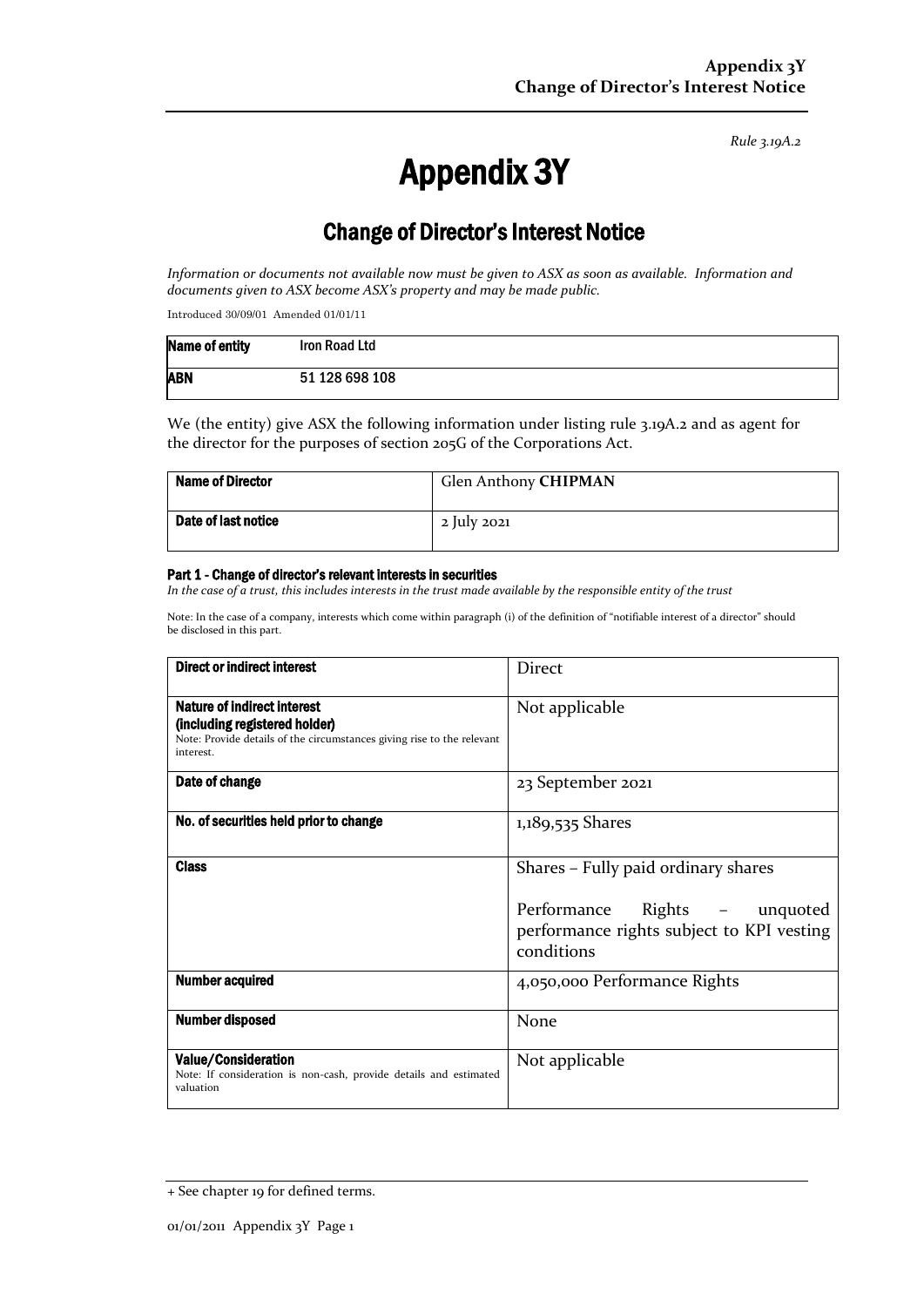*Rule 3.19A.2*

# Appendix 3Y

## Change of Director's Interest Notice

*Information or documents not available now must be given to ASX as soon as available. Information and documents given to ASX become ASX's property and may be made public.*

Introduced 30/09/01 Amended 01/01/11

| **Name of entity** | Iron Road Ltd |
|---|---|
| **ABN** | 51 128 698 108 |

We (the entity) give ASX the following information under listing rule 3.19A.2 and as agent for the director for the purposes of section 205G of the Corporations Act.

| **Name of Director** | Glen Anthony **CHIPMAN** |
|---|---|
| **Date of last notice** | 2 July 2021 |

#### Part 1 - Change of director's relevant interests in securities

*In the case of a trust, this includes interests in the trust made available by the responsible entity of the trust*

Note: In the case of a company, interests which come within paragraph (i) of the definition of "notifiable interest of a director" should be disclosed in this part.

| **Direct or indirect interest** | Direct |
|---|---|
| **Nature of indirect interest (including registered holder)**<br>Note: Provide details of the circumstances giving rise to the relevant interest. | Not applicable |
| **Date of change** | 23 September 2021 |
| **No. of securities held prior to change** | 1,189,535 Shares |
| **Class** | Shares – Fully paid ordinary shares<br><br>Performance Rights – unquoted performance rights subject to KPI vesting conditions |
| **Number acquired** | 4,050,000 Performance Rights |
| **Number disposed** | None |
| **Value/Consideration**<br>Note: If consideration is non-cash, provide details and estimated valuation | Not applicable |

+ See chapter 19 for defined terms.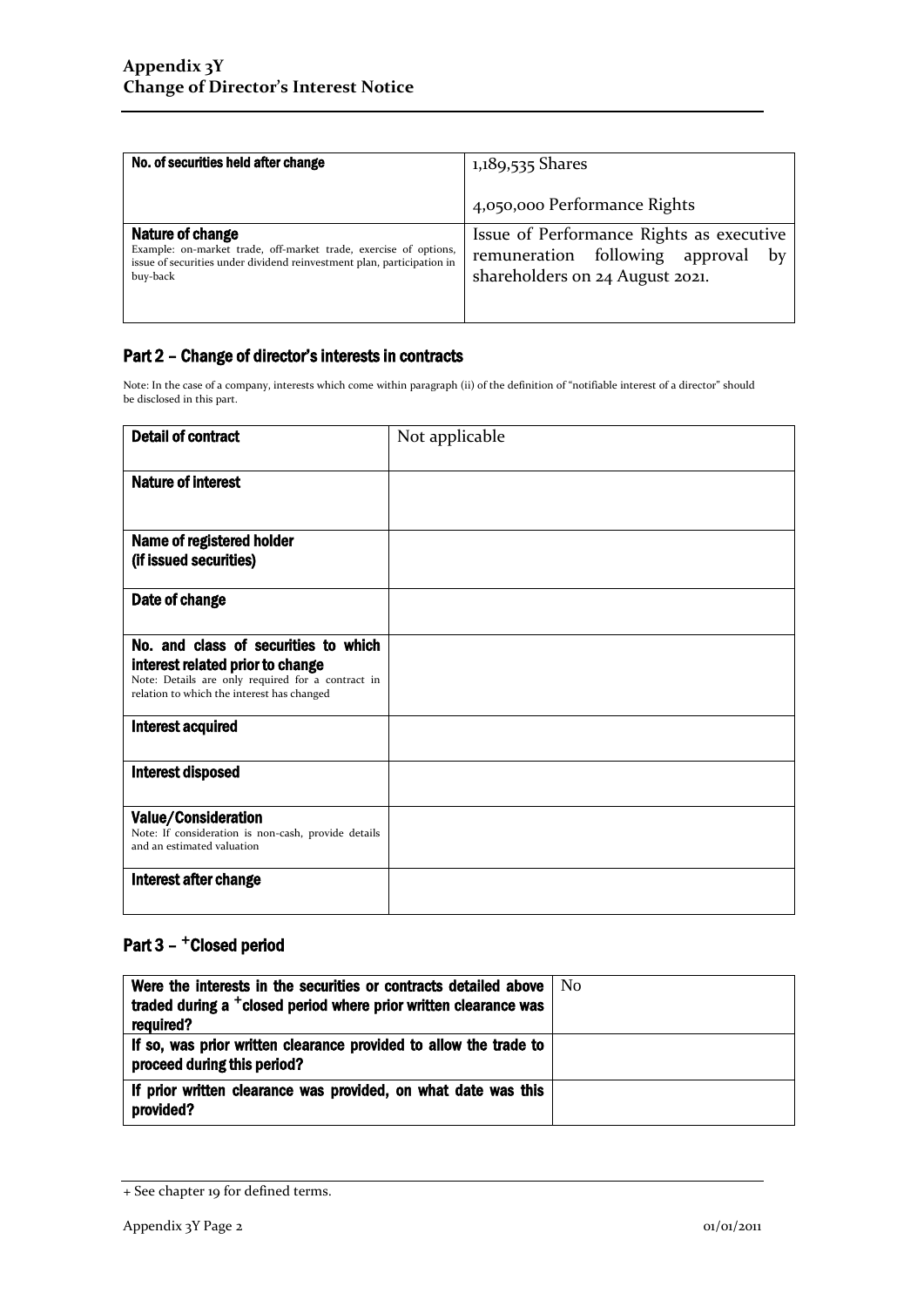| | |
|---|---|
| **No. of securities held after change** | 1,189,535 Shares<br><br>4,050,000 Performance Rights |
| **Nature of change**<br>Example: on-market trade, off-market trade, exercise of options, issue of securities under dividend reinvestment plan, participation in buy-back | Issue of Performance Rights as executive remuneration following approval by shareholders on 24 August 2021. |

## Part 2 – Change of director's interests in contracts

Note: In the case of a company, interests which come within paragraph (ii) of the definition of "notifiable interest of a director" should be disclosed in this part.

| | |
|---|---|
| **Detail of contract** | Not applicable |
| **Nature of interest** | |
| **Name of registered holder (if issued securities)** | |
| **Date of change** | |
| **No. and class of securities to which interest related prior to change**<br>Note: Details are only required for a contract in relation to which the interest has changed | |
| **Interest acquired** | |
| **Interest disposed** | |
| **Value/Consideration**<br>Note: If consideration is non-cash, provide details and an estimated valuation | |
| **Interest after change** | |

## Part 3 – +Closed period

| | |
|---|---|
| **Were the interests in the securities or contracts detailed above traded during a +closed period where prior written clearance was required?** | No |
| **If so, was prior written clearance provided to allow the trade to proceed during this period?** | |
| **If prior written clearance was provided, on what date was this provided?** | |

+ See chapter 19 for defined terms.